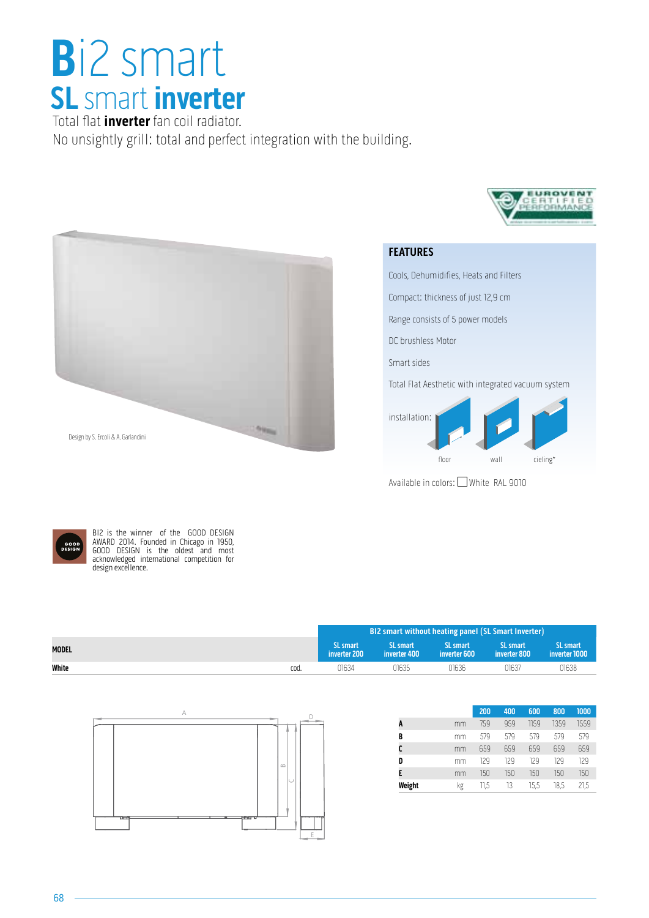# Bi2 smart

## SL smart inverter

Total flat **inverter** fan coil radiator.

No unsightly grill: total and perfect integration with the building.

EUROVENT CERTIFIED PERFORMANCE

Design by S. Ercoli & A. Garlandini

### FEATURES

Cools, Dehumidifies, Heats and Filters

Compact: thickness of just 12,9 cm

Range consists of 5 power models

DC brushless Motor

Smart sides

Total Flat Aesthetic with integrated vacuum system

installation: floor, wall, cieling*

Available in colors: White RAL 9010

GOOD DESIGN

BI2 is the winner of the GOOD DESIGN AWARD 2014. Founded in Chicago in 1950, GOOD DESIGN is the oldest and most acknowledged international competition for design excellence.

| MODEL | | BI2 smart without heating panel (SL Smart Inverter) | | | | |
|---|---|---|---|---|---|---|
| | | SL smart inverter 200 | SL smart inverter 400 | SL smart inverter 600 | SL smart inverter 800 | SL smart inverter 1000 |
| **White** | cod. | 01634 | 01635 | 01636 | 01637 | 01638 |

| | | 200 | 400 | 600 | 800 | 1000 |
|---|---|---|---|---|---|---|
| **A** | mm | 759 | 959 | 1159 | 1359 | 1559 |
| **B** | mm | 579 | 579 | 579 | 579 | 579 |
| **C** | mm | 659 | 659 | 659 | 659 | 659 |
| **D** | mm | 129 | 129 | 129 | 129 | 129 |
| **E** | mm | 150 | 150 | 150 | 150 | 150 |
| **Weight** | kg | 11,5 | 13 | 15,5 | 18,5 | 21,5 |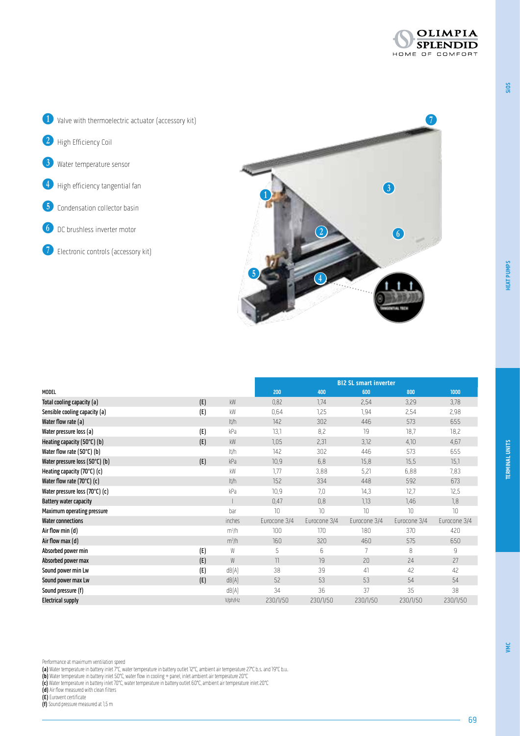1. Valve with thermoelectric actuator (accessory kit)
2. High Efficiency Coil
3. Water temperature sensor
4. High efficiency tangential fan
5. Condensation collector basin
6. DC brushless inverter motor
7. Electronic controls (accessory kit)

| MODEL | | | Bi2 SL smart inverter | | | | |
|---|---|---|---|---|---|---|---|
| | | | 200 | 400 | 600 | 800 | 1000 |
| **Total cooling capacity (a)** | (E) | kW | 0,82 | 1,74 | 2,54 | 3,29 | 3,78 |
| **Sensible cooling capacity (a)** | (E) | kW | 0,64 | 1,25 | 1,94 | 2,54 | 2,98 |
| **Water flow rate (a)** | | lt/h | 142 | 302 | 446 | 573 | 655 |
| **Water pressure loss (a)** | (E) | kPa | 13,1 | 8,2 | 19 | 18,7 | 18,2 |
| **Heating capacity (50°C) (b)** | (E) | kW | 1,05 | 2,31 | 3,12 | 4,10 | 4,67 |
| **Water flow rate (50°C) (b)** | | lt/h | 142 | 302 | 446 | 573 | 655 |
| **Water pressure loss (50°C) (b)** | (E) | kPa | 10,9 | 6,8 | 15,8 | 15,5 | 15,1 |
| **Heating capacity (70°C) (c)** | | kW | 1,77 | 3,88 | 5,21 | 6,88 | 7,83 |
| **Water flow rate (70°C) (c)** | | lt/h | 152 | 334 | 448 | 592 | 673 |
| **Water pressure loss (70°C) (c)** | | kPa | 10,9 | 7,0 | 14,3 | 12,7 | 12,5 |
| **Battery water capacity** | | l | 0,47 | 0,8 | 1,13 | 1,46 | 1,8 |
| **Maximum operating pressure** | | bar | 10 | 10 | 10 | 10 | 10 |
| **Water connections** | | inches | Eurocone 3/4 | Eurocone 3/4 | Eurocone 3/4 | Eurocone 3/4 | Eurocone 3/4 |
| **Air flow min (d)** | | $m^3/h$ | 100 | 170 | 180 | 370 | 420 |
| **Air flow max (d)** | | $m^3/h$ | 160 | 320 | 460 | 575 | 650 |
| **Absorbed power min** | (E) | W | 5 | 6 | 7 | 8 | 9 |
| **Absorbed power max** | (E) | W | 11 | 19 | 20 | 24 | 27 |
| **Sound power min Lw** | (E) | dB(A) | 38 | 39 | 41 | 42 | 42 |
| **Sound power max Lw** | (E) | dB(A) | 52 | 53 | 53 | 54 | 54 |
| **Sound pressure (f)** | | dB(A) | 34 | 36 | 37 | 35 | 38 |
| **Electrical supply** | | V/ph/Hz | 230/1/50 | 230/1/50 | 230/1/50 | 230/1/50 | 230/1/50 |

Performance at maximum ventilation speed
**(a)** Water temperature in battery inlet 7°C, water temperature in battery outlet 12°C, ambient air temperature 27°C b.s. and 19°C b.u.
**(b)** Water temperature in battery inlet 50°C, water flow in cooling + panel, inlet ambient air temperature 20°C
**(c)** Water temperature in battery inlet 70°C, water temperature in battery outlet 60°C, ambient air temperature inlet 20°C
**(d)** Air flow measured with clean filters
**(E)** Eurovent certificate
**(f)** Sound pressure measured at 1,5 m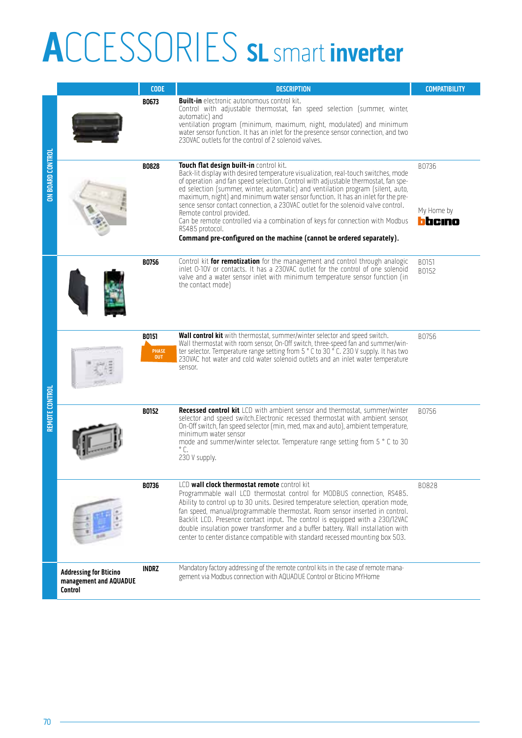# ACCESSORIES SL smart inverter

| | | CODE | DESCRIPTION | COMPATIBILITY |
|---|---|---|---|---|
| ON BOARD CONTROL | | B0673 | **Built-in** electronic autonomous control kit. Control with adjustable thermostat, fan speed selection (summer, winter, automatic) and ventilation program (minimum, maximum, night, modulated) and minimum water sensor function. It has an inlet for the presence sensor connection, and two 230VAC outlets for the control of 2 solenoid valves. | |
| ON BOARD CONTROL | | B0828 | **Touch flat design built-in** control kit. Back-lit display with desired temperature visualization, real-touch switches, mode of operation and fan speed selection. Control with adjustable thermostat, fan speed selection (summer, winter, automatic) and ventilation program (silent, auto, maximum, night) and minimum water sensor function. It has an inlet for the presence sensor contact connection, a 230VAC outlet for the solenoid valve control. Remote control provided. Can be remote controlled via a combination of keys for connection with Modbus RS485 protocol. **Command pre-configured on the machine (cannot be ordered separately).** | B0736<br><br>My Home by bticino |
| REMOTE CONTROL | | B0756 | Control kit **for remotization** for the management and control through analogic inlet 0-10V or contacts. It has a 230VAC outlet for the control of one solenoid valve and a water sensor inlet with minimum temperature sensor function (in the contact mode) | B0151<br>B0152 |
| REMOTE CONTROL | | B0151<br>PHASE OUT | **Wall control kit** with thermostat, summer/winter selector and speed switch. Wall thermostat with room sensor, On-Off switch, three-speed fan and summer/winter selector. Temperature range setting from 5 ° C to 30 ° C. 230 V supply. It has two 230VAC hot water and cold water solenoid outlets and an inlet water temperature sensor. | B0756 |
| REMOTE CONTROL | | B0152 | **Recessed control kit** LCD with ambient sensor and thermostat, summer/winter selector and speed switch.Electronic recessed thermostat with ambient sensor, On-Off switch, fan speed selector (min, med, max and auto), ambient temperature, minimum water sensor mode and summer/winter selector. Temperature range setting from 5 ° C to 30 ° C. 230 V supply. | B0756 |
| REMOTE CONTROL | | B0736 | LCD **wall clock thermostat remote** control kit Programmable wall LCD thermostat control for MODBUS connection, RS485. Ability to control up to 30 units. Desired temperature selection, operation mode, fan speed, manual/programmable thermostat. Room sensor inserted in control. Backlit LCD. Presence contact input. The control is equipped with a 230/12VAC double insulation power transformer and a buffer battery. Wall installation with center to center distance compatible with standard recessed mounting box 503. | B0828 |
| REMOTE CONTROL | **Addressing for Btcino management and AQUADUE Control** | INDRZ | Mandatory factory addressing of the remote control kits in the case of remote management via Modbus connection with AQUADUE Control or Bticino MYHome | |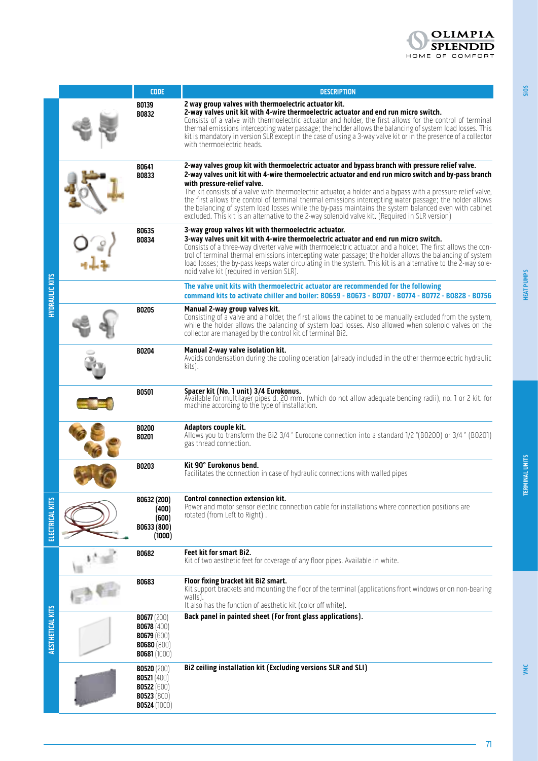| | | CODE | DESCRIPTION |
|---|---|---|---|
| HYDRAULIC KITS | | B0139<br>B0832 | **2 way group valves with thermoelectric actuator kit.**<br>**2-way valves unit kit with 4-wire thermoelectric actuator and end run micro switch.**<br>Consists of a valve with thermoelectric actuator and holder, the first allows for the control of terminal thermal emissions intercepting water passage; the holder allows the balancing of system load losses. This kit is mandatory in version SLR except in the case of using a 3-way valve kit or in the presence of a collector with thermoelectric heads. |
| | | B0641<br>B0833 | **2-way valves group kit with thermoelectric actuator and bypass branch with pressure relief valve.**<br>**2-way valves unit kit with 4-wire thermoelectric actuator and end run micro switch and by-pass branch with pressure-relief valve.**<br>The kit consists of a valve with thermoelectric actuator, a holder and a bypass with a pressure relief valve, the first allows the control of terminal thermal emissions intercepting water passage; the holder allows the balancing of system load losses while the by-pass maintains the system balanced even with cabinet excluded. This kit is an alternative to the 2-way solenoid valve kit. (Required in SLR version) |
| | | B0635<br>B0834 | **3-way group valves kit with thermoelectric actuator.**<br>**3-way valves unit kit with 4-wire thermoelectric actuator and end run micro switch.**<br>Consists of a three-way diverter valve with thermoelectric actuator, and a holder. The first allows the control of terminal thermal emissions intercepting water passage; the holder allows the balancing of system load losses; the by-pass keeps water circulating in the system. This kit is an alternative to the 2-way solenoid valve kit (required in version SLR). |
| | | | **The valve unit kits with thermoelectric actuator are recommended for the following command kits to activate chiller and boiler: B0659 - B0673 - B0707 - B0774 - B0772 - B0828 - B0756** |
| | | B0205 | **Manual 2-way group valves kit.**<br>Consisting of a valve and a holder, the first allows the cabinet to be manually excluded from the system, while the holder allows the balancing of system load losses. Also allowed when solenoid valves on the collector are managed by the control kit of terminal Bi2. |
| | | B0204 | **Manual 2-way valve isolation kit.**<br>Avoids condensation during the cooling operation (already included in the other thermoelectric hydraulic kits). |
| | | B0501 | **Spacer kit (No. 1 unit) 3/4 Eurokonus.**<br>Available for multilayer pipes d. 20 mm. (which do not allow adequate bending radii), no. 1 or 2 kit. for machine according to the type of installation. |
| | | B0200<br>B0201 | **Adaptors couple kit.**<br>Allows you to transform the Bi2 3/4 " Eurocone connection into a standard 1/2 "(B0200) or 3/4 " (B0201) gas thread connection. |
| | | B0203 | **Kit 90° Eurokonus bend.**<br>Facilitates the connection in case of hydraulic connections with walled pipes |
| ELECTRICAL KITS | | B0632 (200)<br>(400)<br>(600)<br>B0633 (800)<br>(1000) | **Control connection extension kit.**<br>Power and motor sensor electric connection cable for installations where connection positions are rotated (from Left to Right) . |
| AESTHETICAL KITS | | B0682 | **Feet kit for smart Bi2.**<br>Kit of two aesthetic feet for coverage of any floor pipes. Available in white. |
| | | B0683 | **Floor fixing bracket kit Bi2 smart.**<br>Kit support brackets and mounting the floor of the terminal (applications front windows or on non-bearing walls).<br>It also has the function of aesthetic kit (color off white). |
| | | **B0677** (200)<br>**B0678** (400)<br>**B0679** (600)<br>**B0680** (800)<br>**B0681** (1000) | **Back panel in painted sheet (For front glass applications).** |
| | | **B0520** (200)<br>**B0521** (400)<br>**B0522** (600)<br>**B0523** (800)<br>**B0524** (1000) | **Bi2 ceiling installation kit (Excluding versions SLR and SLI)** |